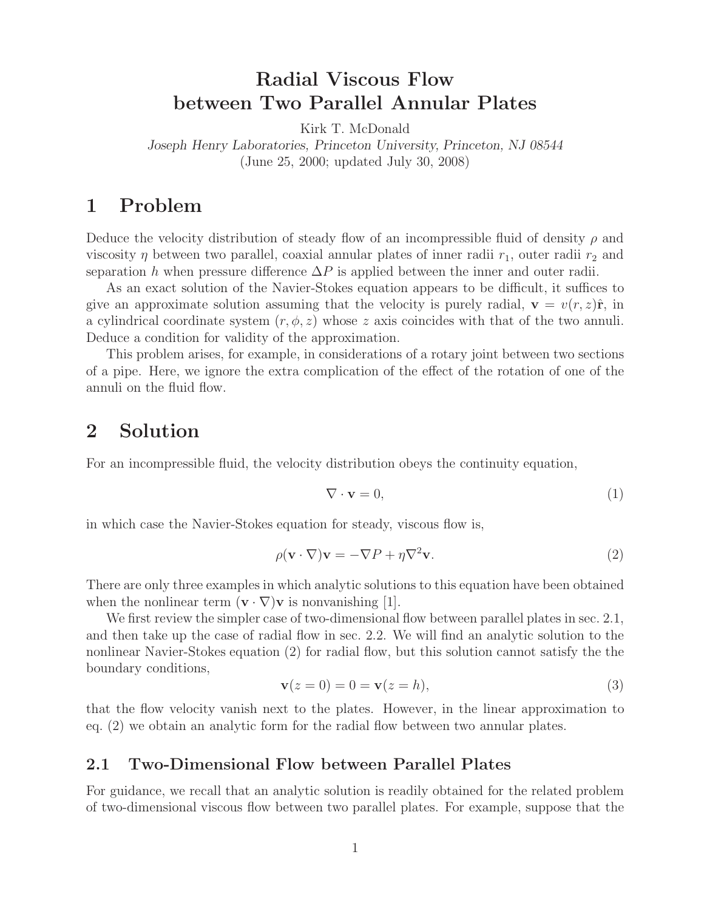# Radial Viscous Flow between Two Parallel Annular Plates

Kirk T. McDonald

*Joseph Henry Laboratories, Princeton University, Princeton, NJ 08544*

(June 25, 2000; updated July 30, 2008)

## 1 Problem

Deduce the velocity distribution of steady flow of an incompressible fluid of density $\rho$ and viscosity $\eta$ between two parallel, coaxial annular plates of inner radii $r_1$, outer radii $r_2$ and separation $h$ when pressure difference $\Delta P$ is applied between the inner and outer radii.

As an exact solution of the Navier-Stokes equation appears to be difficult, it suffices to give an approximate solution assuming that the velocity is purely radial, $\mathbf{v} = v(r, z)\hat{\mathbf{r}}$, in a cylindrical coordinate system $(r, \phi, z)$ whose $z$ axis coincides with that of the two annuli. Deduce a condition for validity of the approximation.

This problem arises, for example, in considerations of a rotary joint between two sections of a pipe. Here, we ignore the extra complication of the effect of the rotation of one of the annuli on the fluid flow.

## 2 Solution

For an incompressible fluid, the velocity distribution obeys the continuity equation,

$$\nabla \cdot \mathbf{v} = 0, \tag{1}$$

in which case the Navier-Stokes equation for steady, viscous flow is,

$$\rho(\mathbf{v} \cdot \nabla)\mathbf{v} = -\nabla P + \eta \nabla^2 \mathbf{v}. \tag{2}$$

There are only three examples in which analytic solutions to this equation have been obtained when the nonlinear term $(\mathbf{v} \cdot \nabla)\mathbf{v}$ is nonvanishing [1].

We first review the simpler case of two-dimensional flow between parallel plates in sec. 2.1, and then take up the case of radial flow in sec. 2.2. We will find an analytic solution to the nonlinear Navier-Stokes equation (2) for radial flow, but this solution cannot satisfy the the boundary conditions,

$$\mathbf{v}(z = 0) = 0 = \mathbf{v}(z = h), \tag{3}$$

that the flow velocity vanish next to the plates. However, in the linear approximation to eq. (2) we obtain an analytic form for the radial flow between two annular plates.

### 2.1 Two-Dimensional Flow between Parallel Plates

For guidance, we recall that an analytic solution is readily obtained for the related problem of two-dimensional viscous flow between two parallel plates. For example, suppose that the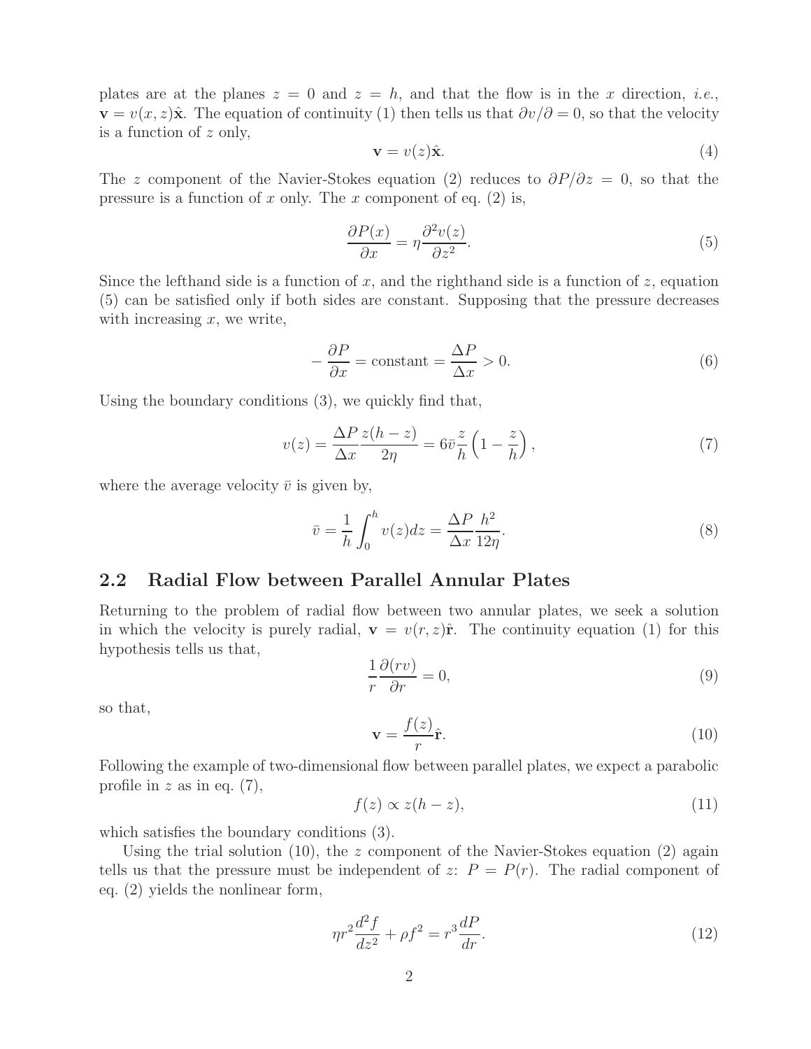plates are at the planes $z = 0$ and $z = h$, and that the flow is in the $x$ direction, *i.e.*, $\mathbf{v} = v(x, z)\hat{\mathbf{x}}$. The equation of continuity (1) then tells us that $\partial v/\partial = 0$, so that the velocity is a function of $z$ only,

$$\mathbf{v} = v(z)\hat{\mathbf{x}}. \tag{4}$$

The $z$ component of the Navier-Stokes equation (2) reduces to $\partial P/\partial z = 0$, so that the pressure is a function of $x$ only. The $x$ component of eq. (2) is,

$$\frac{\partial P(x)}{\partial x} = \eta \frac{\partial^2 v(z)}{\partial z^2}. \tag{5}$$

Since the lefthand side is a function of $x$, and the righthand side is a function of $z$, equation (5) can be satisfied only if both sides are constant. Supposing that the pressure decreases with increasing $x$, we write,

$$-\frac{\partial P}{\partial x} = \text{constant} = \frac{\Delta P}{\Delta x} > 0. \tag{6}$$

Using the boundary conditions (3), we quickly find that,

$$v(z) = \frac{\Delta P}{\Delta x}\frac{z(h-z)}{2\eta} = 6\bar{v}\frac{z}{h}\left(1 - \frac{z}{h}\right), \tag{7}$$

where the average velocity $\bar{v}$ is given by,

$$\bar{v} = \frac{1}{h}\int_0^h v(z)dz = \frac{\Delta P}{\Delta x}\frac{h^2}{12\eta}. \tag{8}$$

## 2.2 Radial Flow between Parallel Annular Plates

Returning to the problem of radial flow between two annular plates, we seek a solution in which the velocity is purely radial, $\mathbf{v} = v(r, z)\hat{\mathbf{r}}$. The continuity equation (1) for this hypothesis tells us that,

$$\frac{1}{r}\frac{\partial(rv)}{\partial r} = 0, \tag{9}$$

so that,

$$\mathbf{v} = \frac{f(z)}{r}\hat{\mathbf{r}}. \tag{10}$$

Following the example of two-dimensional flow between parallel plates, we expect a parabolic profile in $z$ as in eq. (7),

$$f(z) \propto z(h-z), \tag{11}$$

which satisfies the boundary conditions (3).

Using the trial solution (10), the $z$ component of the Navier-Stokes equation (2) again tells us that the pressure must be independent of $z$: $P = P(r)$. The radial component of eq. (2) yields the nonlinear form,

$$\eta r^2 \frac{d^2 f}{dz^2} + \rho f^2 = r^3 \frac{dP}{dr}. \tag{12}$$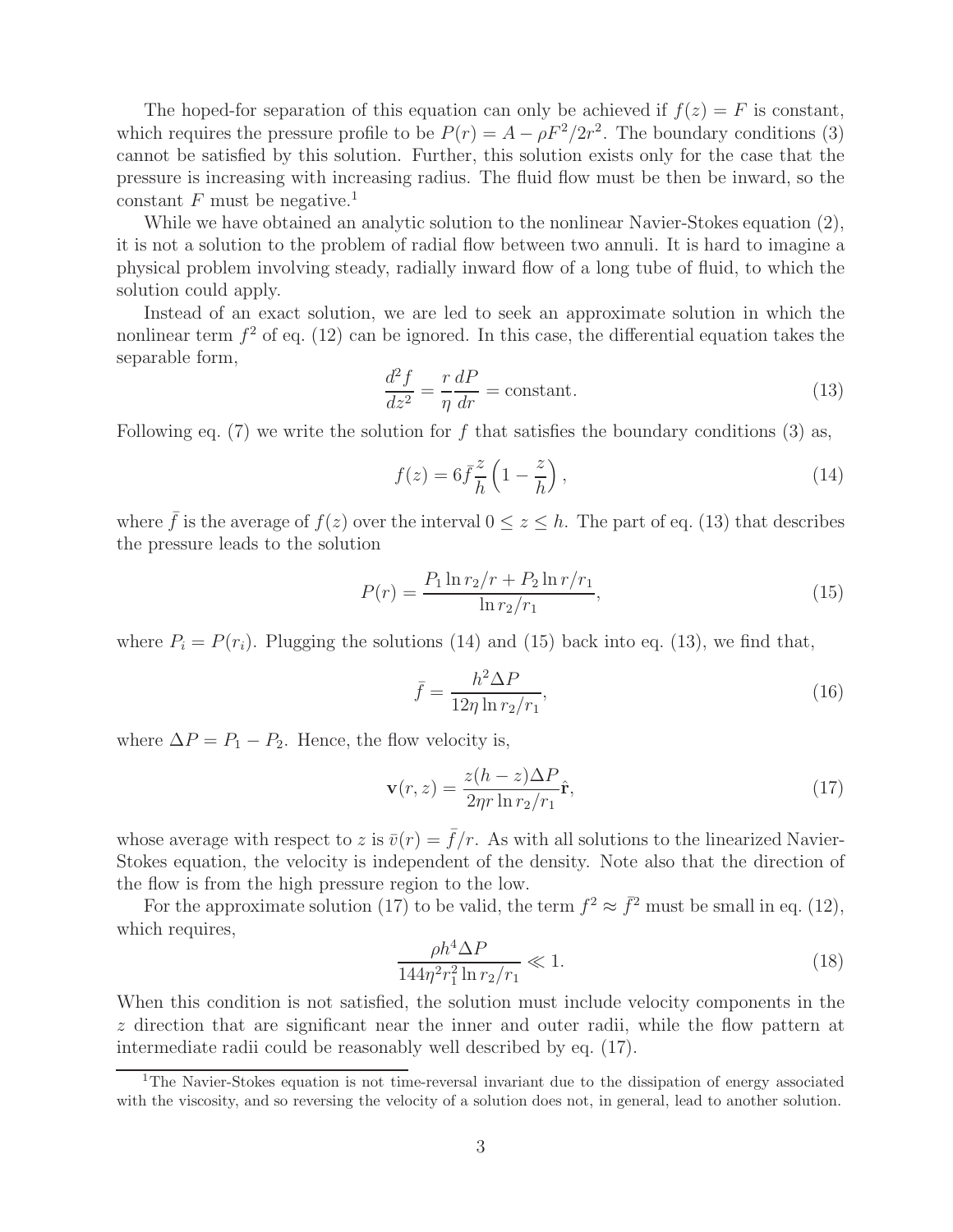The hoped-for separation of this equation can only be achieved if $f(z) = F$ is constant, which requires the pressure profile to be $P(r) = A - \rho F^2/2r^2$. The boundary conditions (3) cannot be satisfied by this solution. Further, this solution exists only for the case that the pressure is increasing with increasing radius. The fluid flow must be then be inward, so the constant $F$ must be negative.[1]

While we have obtained an analytic solution to the nonlinear Navier-Stokes equation (2), it is not a solution to the problem of radial flow between two annuli. It is hard to imagine a physical problem involving steady, radially inward flow of a long tube of fluid, to which the solution could apply.

Instead of an exact solution, we are led to seek an approximate solution in which the nonlinear term $f^2$ of eq. (12) can be ignored. In this case, the differential equation takes the separable form,

$$\frac{d^2 f}{dz^2} = \frac{r}{\eta}\frac{dP}{dr} = \text{constant}. \tag{13}$$

Following eq. (7) we write the solution for $f$ that satisfies the boundary conditions (3) as,

$$f(z) = 6\bar{f}\frac{z}{h}\left(1 - \frac{z}{h}\right), \tag{14}$$

where $\bar{f}$ is the average of $f(z)$ over the interval $0 \leq z \leq h$. The part of eq. (13) that describes the pressure leads to the solution

$$P(r) = \frac{P_1 \ln r_2/r + P_2 \ln r/r_1}{\ln r_2/r_1}, \tag{15}$$

where $P_i = P(r_i)$. Plugging the solutions (14) and (15) back into eq. (13), we find that,

$$\bar{f} = \frac{h^2 \Delta P}{12\eta \ln r_2/r_1}, \tag{16}$$

where $\Delta P = P_1 - P_2$. Hence, the flow velocity is,

$$\mathbf{v}(r, z) = \frac{z(h - z)\Delta P}{2\eta r \ln r_2/r_1}\hat{\mathbf{r}}, \tag{17}$$

whose average with respect to $z$ is $\bar{v}(r) = \bar{f}/r$. As with all solutions to the linearized Navier-Stokes equation, the velocity is independent of the density. Note also that the direction of the flow is from the high pressure region to the low.

For the approximate solution (17) to be valid, the term $f^2 \approx \bar{f}^2$ must be small in eq. (12), which requires,

$$\frac{\rho h^4 \Delta P}{144\eta^2 r_1^2 \ln r_2/r_1} \ll 1. \tag{18}$$

When this condition is not satisfied, the solution must include velocity components in the $z$ direction that are significant near the inner and outer radii, while the flow pattern at intermediate radii could be reasonably well described by eq. (17).

[1] The Navier-Stokes equation is not time-reversal invariant due to the dissipation of energy associated with the viscosity, and so reversing the velocity of a solution does not, in general, lead to another solution.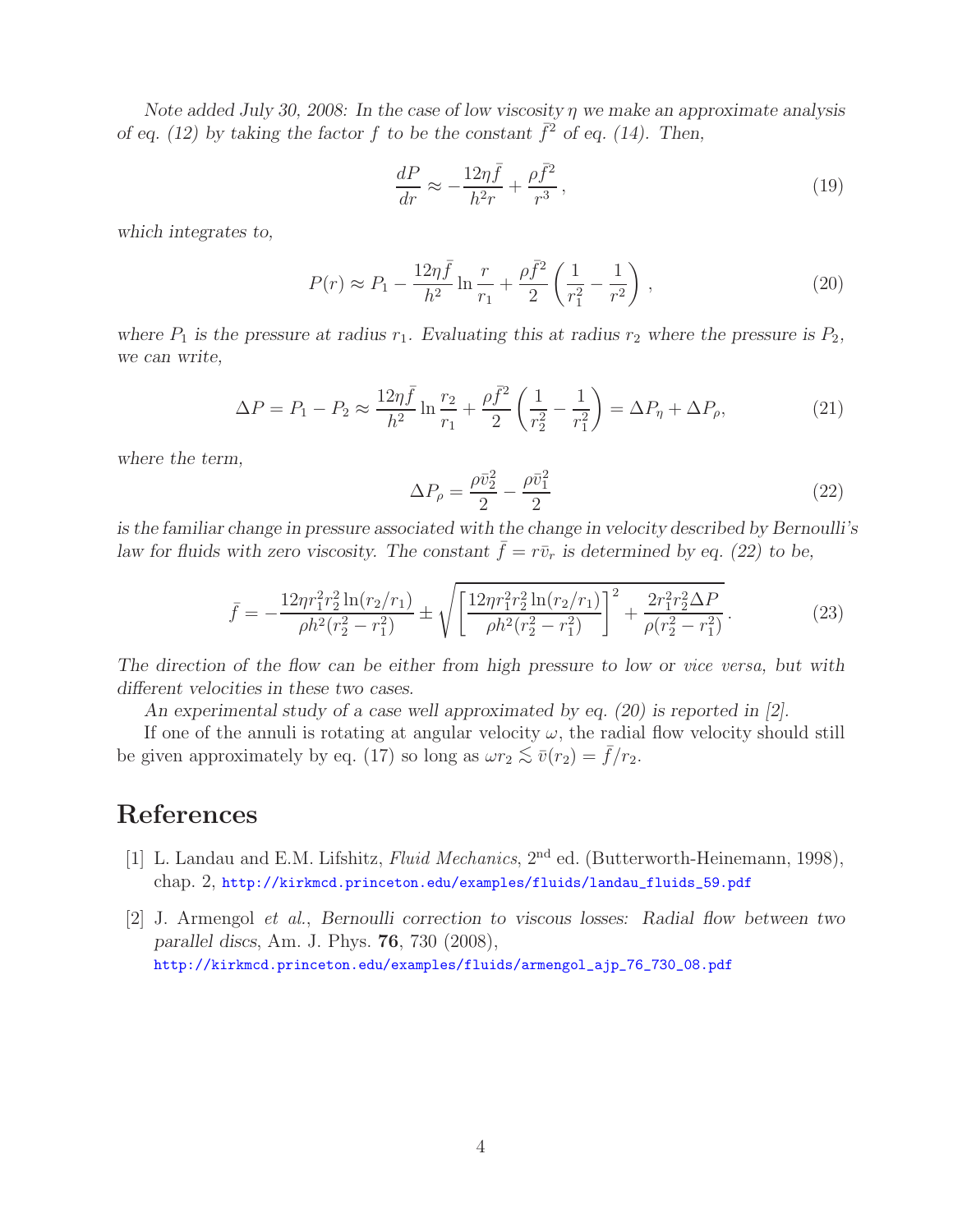*Note added July 30, 2008: In the case of low viscosity $\eta$ we make an approximate analysis of eq. (12) by taking the factor $f$ to be the constant $\bar{f}^2$ of eq. (14). Then,*

$$\frac{dP}{dr} \approx -\frac{12\eta \bar{f}}{h^2 r} + \frac{\rho \bar{f}^2}{r^3}\,, \tag{19}$$

*which integrates to,*

$$P(r) \approx P_1 - \frac{12\eta \bar{f}}{h^2} \ln \frac{r}{r_1} + \frac{\rho \bar{f}^2}{2} \left( \frac{1}{r_1^2} - \frac{1}{r^2} \right)\,, \tag{20}$$

*where $P_1$ is the pressure at radius $r_1$. Evaluating this at radius $r_2$ where the pressure is $P_2$, we can write,*

$$\Delta P = P_1 - P_2 \approx \frac{12\eta \bar{f}}{h^2} \ln \frac{r_2}{r_1} + \frac{\rho \bar{f}^2}{2} \left( \frac{1}{r_2^2} - \frac{1}{r_1^2} \right) = \Delta P_\eta + \Delta P_\rho, \tag{21}$$

*where the term,*

$$\Delta P_\rho = \frac{\rho \bar{v}_2^2}{2} - \frac{\rho \bar{v}_1^2}{2} \tag{22}$$

*is the familiar change in pressure associated with the change in velocity described by Bernoulli's law for fluids with zero viscosity. The constant $\bar{f} = r\bar{v}_r$ is determined by eq. (22) to be,*

$$\bar{f} = -\frac{12\eta r_1^2 r_2^2 \ln(r_2/r_1)}{\rho h^2 (r_2^2 - r_1^2)} \pm \sqrt{\left[ \frac{12\eta r_1^2 r_2^2 \ln(r_2/r_1)}{\rho h^2 (r_2^2 - r_1^2)} \right]^2 + \frac{2 r_1^2 r_2^2 \Delta P}{\rho (r_2^2 - r_1^2)}}\,. \tag{23}$$

*The direction of the flow can be either from high pressure to low or vice versa, but with different velocities in these two cases.*

*An experimental study of a case well approximated by eq. (20) is reported in [2].*

If one of the annuli is rotating at angular velocity $\omega$, the radial flow velocity should still be given approximately by eq. (17) so long as $\omega r_2 \lesssim \bar{v}(r_2) = \bar{f}/r_2$.

## References

[1] L. Landau and E.M. Lifshitz, *Fluid Mechanics*, 2nd ed. (Butterworth-Heinemann, 1998), chap. 2, http://kirkmcd.princeton.edu/examples/fluids/landau_fluids_59.pdf

[2] J. Armengol *et al.*, *Bernoulli correction to viscous losses: Radial flow between two parallel discs*, Am. J. Phys. **76**, 730 (2008), http://kirkmcd.princeton.edu/examples/fluids/armengol_ajp_76_730_08.pdf